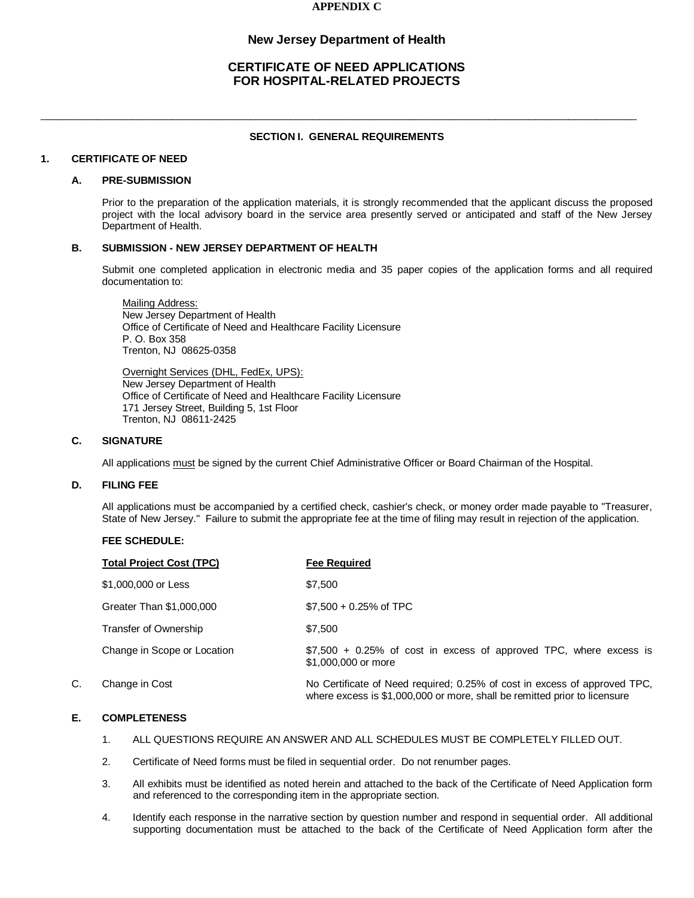**APPENDIX C**

## New Jersey Department of Health

## CERTIFICATE OF NEED APPLICATIONS FOR HOSPITAL-RELATED PROJECTS

---

### SECTION I. GENERAL REQUIREMENTS

### 1. CERTIFICATE OF NEED

#### A. PRE-SUBMISSION

Prior to the preparation of the application materials, it is strongly recommended that the applicant discuss the proposed project with the local advisory board in the service area presently served or anticipated and staff of the New Jersey Department of Health.

#### B. SUBMISSION - NEW JERSEY DEPARTMENT OF HEALTH

Submit one completed application in electronic media and 35 paper copies of the application forms and all required documentation to:

<u>Mailing Address:</u>
New Jersey Department of Health
Office of Certificate of Need and Healthcare Facility Licensure
P. O. Box 358
Trenton, NJ 08625-0358

<u>Overnight Services (DHL, FedEx, UPS):</u>
New Jersey Department of Health
Office of Certificate of Need and Healthcare Facility Licensure
171 Jersey Street, Building 5, 1st Floor
Trenton, NJ 08611-2425

#### C. SIGNATURE

All applications <u>must</u> be signed by the current Chief Administrative Officer or Board Chairman of the Hospital.

#### D. FILING FEE

All applications must be accompanied by a certified check, cashier's check, or money order made payable to "Treasurer, State of New Jersey." Failure to submit the appropriate fee at the time of filing may result in rejection of the application.

**FEE SCHEDULE:**

| **Total Project Cost (TPC)** | **Fee Required** |
|---|---|
| $1,000,000 or Less | $7,500 |
| Greater Than $1,000,000 | $7,500 + 0.25% of TPC |
| Transfer of Ownership | $7,500 |
| Change in Scope or Location | $7,500 + 0.25% of cost in excess of approved TPC, where excess is $1,000,000 or more |
| C. Change in Cost | No Certificate of Need required; 0.25% of cost in excess of approved TPC, where excess is $1,000,000 or more, shall be remitted prior to licensure |

#### E. COMPLETENESS

1. ALL QUESTIONS REQUIRE AN ANSWER AND ALL SCHEDULES MUST BE COMPLETELY FILLED OUT.
2. Certificate of Need forms must be filed in sequential order. Do not renumber pages.
3. All exhibits must be identified as noted herein and attached to the back of the Certificate of Need Application form and referenced to the corresponding item in the appropriate section.
4. Identify each response in the narrative section by question number and respond in sequential order. All additional supporting documentation must be attached to the back of the Certificate of Need Application form after the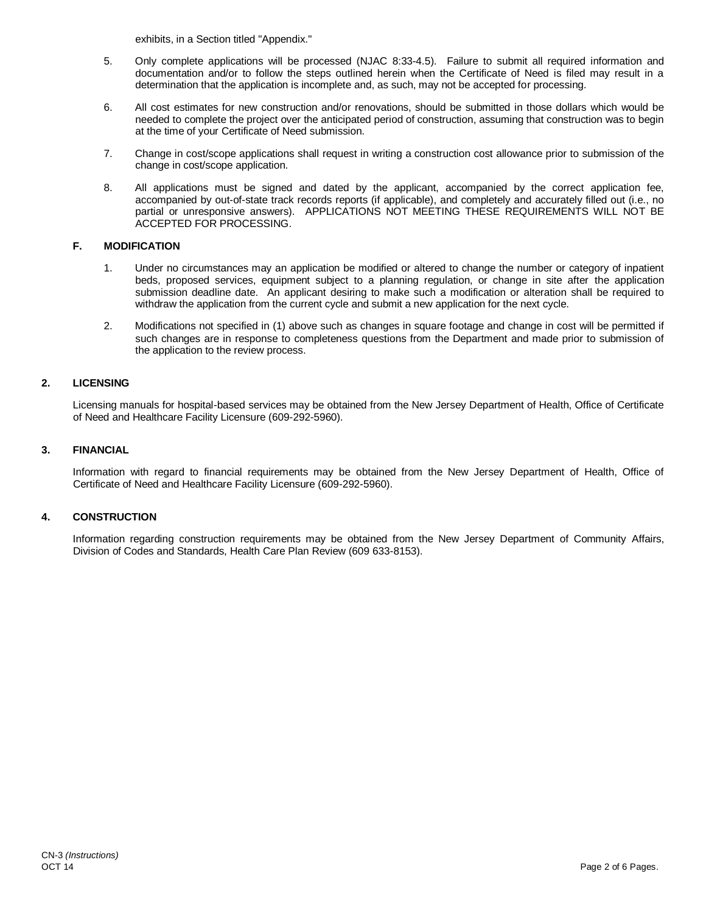exhibits, in a Section titled "Appendix."

5. Only complete applications will be processed (NJAC 8:33-4.5). Failure to submit all required information and documentation and/or to follow the steps outlined herein when the Certificate of Need is filed may result in a determination that the application is incomplete and, as such, may not be accepted for processing.

6. All cost estimates for new construction and/or renovations, should be submitted in those dollars which would be needed to complete the project over the anticipated period of construction, assuming that construction was to begin at the time of your Certificate of Need submission.

7. Change in cost/scope applications shall request in writing a construction cost allowance prior to submission of the change in cost/scope application.

8. All applications must be signed and dated by the applicant, accompanied by the correct application fee, accompanied by out-of-state track records reports (if applicable), and completely and accurately filled out (i.e., no partial or unresponsive answers). APPLICATIONS NOT MEETING THESE REQUIREMENTS WILL NOT BE ACCEPTED FOR PROCESSING.

### F. MODIFICATION

1. Under no circumstances may an application be modified or altered to change the number or category of inpatient beds, proposed services, equipment subject to a planning regulation, or change in site after the application submission deadline date. An applicant desiring to make such a modification or alteration shall be required to withdraw the application from the current cycle and submit a new application for the next cycle.

2. Modifications not specified in (1) above such as changes in square footage and change in cost will be permitted if such changes are in response to completeness questions from the Department and made prior to submission of the application to the review process.

## 2. LICENSING

Licensing manuals for hospital-based services may be obtained from the New Jersey Department of Health, Office of Certificate of Need and Healthcare Facility Licensure (609-292-5960).

## 3. FINANCIAL

Information with regard to financial requirements may be obtained from the New Jersey Department of Health, Office of Certificate of Need and Healthcare Facility Licensure (609-292-5960).

## 4. CONSTRUCTION

Information regarding construction requirements may be obtained from the New Jersey Department of Community Affairs, Division of Codes and Standards, Health Care Plan Review (609 633-8153).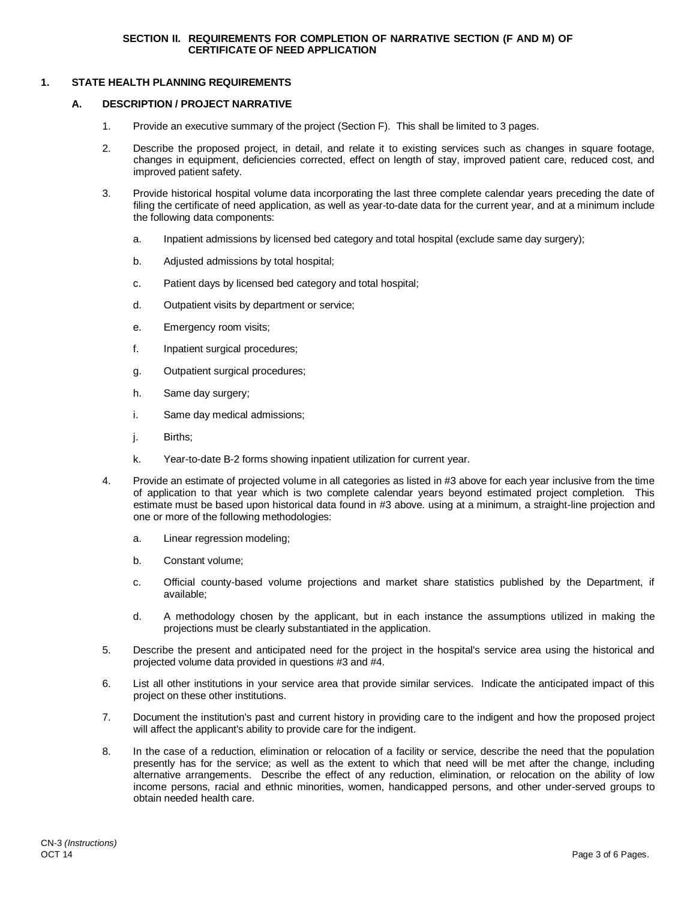## SECTION II. REQUIREMENTS FOR COMPLETION OF NARRATIVE SECTION (F AND M) OF CERTIFICATE OF NEED APPLICATION

### 1. STATE HEALTH PLANNING REQUIREMENTS

#### A. DESCRIPTION / PROJECT NARRATIVE

1. Provide an executive summary of the project (Section F). This shall be limited to 3 pages.

2. Describe the proposed project, in detail, and relate it to existing services such as changes in square footage, changes in equipment, deficiencies corrected, effect on length of stay, improved patient care, reduced cost, and improved patient safety.

3. Provide historical hospital volume data incorporating the last three complete calendar years preceding the date of filing the certificate of need application, as well as year-to-date data for the current year, and at a minimum include the following data components:

   a. Inpatient admissions by licensed bed category and total hospital (exclude same day surgery);

   b. Adjusted admissions by total hospital;

   c. Patient days by licensed bed category and total hospital;

   d. Outpatient visits by department or service;

   e. Emergency room visits;

   f. Inpatient surgical procedures;

   g. Outpatient surgical procedures;

   h. Same day surgery;

   i. Same day medical admissions;

   j. Births;

   k. Year-to-date B-2 forms showing inpatient utilization for current year.

4. Provide an estimate of projected volume in all categories as listed in #3 above for each year inclusive from the time of application to that year which is two complete calendar years beyond estimated project completion. This estimate must be based upon historical data found in #3 above. using at a minimum, a straight-line projection and one or more of the following methodologies:

   a. Linear regression modeling;

   b. Constant volume;

   c. Official county-based volume projections and market share statistics published by the Department, if available;

   d. A methodology chosen by the applicant, but in each instance the assumptions utilized in making the projections must be clearly substantiated in the application.

5. Describe the present and anticipated need for the project in the hospital's service area using the historical and projected volume data provided in questions #3 and #4.

6. List all other institutions in your service area that provide similar services. Indicate the anticipated impact of this project on these other institutions.

7. Document the institution's past and current history in providing care to the indigent and how the proposed project will affect the applicant's ability to provide care for the indigent.

8. In the case of a reduction, elimination or relocation of a facility or service, describe the need that the population presently has for the service; as well as the extent to which that need will be met after the change, including alternative arrangements. Describe the effect of any reduction, elimination, or relocation on the ability of low income persons, racial and ethnic minorities, women, handicapped persons, and other under-served groups to obtain needed health care.

CN-3 *(Instructions)*
OCT 14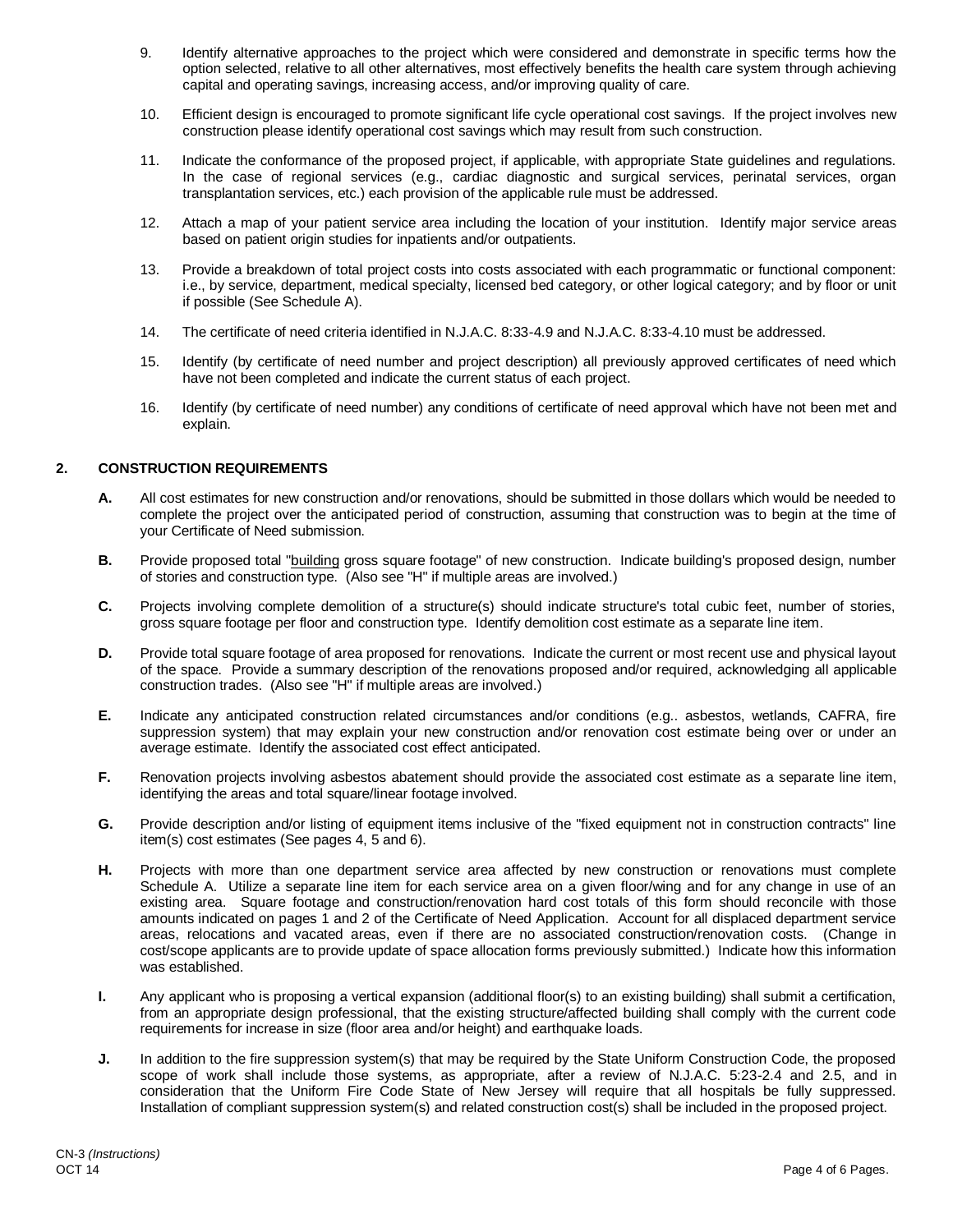9. Identify alternative approaches to the project which were considered and demonstrate in specific terms how the option selected, relative to all other alternatives, most effectively benefits the health care system through achieving capital and operating savings, increasing access, and/or improving quality of care.

10. Efficient design is encouraged to promote significant life cycle operational cost savings. If the project involves new construction please identify operational cost savings which may result from such construction.

11. Indicate the conformance of the proposed project, if applicable, with appropriate State guidelines and regulations. In the case of regional services (e.g., cardiac diagnostic and surgical services, perinatal services, organ transplantation services, etc.) each provision of the applicable rule must be addressed.

12. Attach a map of your patient service area including the location of your institution. Identify major service areas based on patient origin studies for inpatients and/or outpatients.

13. Provide a breakdown of total project costs into costs associated with each programmatic or functional component: i.e., by service, department, medical specialty, licensed bed category, or other logical category; and by floor or unit if possible (See Schedule A).

14. The certificate of need criteria identified in N.J.A.C. 8:33-4.9 and N.J.A.C. 8:33-4.10 must be addressed.

15. Identify (by certificate of need number and project description) all previously approved certificates of need which have not been completed and indicate the current status of each project.

16. Identify (by certificate of need number) any conditions of certificate of need approval which have not been met and explain.

## 2. CONSTRUCTION REQUIREMENTS

**A.** All cost estimates for new construction and/or renovations, should be submitted in those dollars which would be needed to complete the project over the anticipated period of construction, assuming that construction was to begin at the time of your Certificate of Need submission.

**B.** Provide proposed total "building gross square footage" of new construction. Indicate building's proposed design, number of stories and construction type. (Also see "H" if multiple areas are involved.)

**C.** Projects involving complete demolition of a structure(s) should indicate structure's total cubic feet, number of stories, gross square footage per floor and construction type. Identify demolition cost estimate as a separate line item.

**D.** Provide total square footage of area proposed for renovations. Indicate the current or most recent use and physical layout of the space. Provide a summary description of the renovations proposed and/or required, acknowledging all applicable construction trades. (Also see "H" if multiple areas are involved.)

**E.** Indicate any anticipated construction related circumstances and/or conditions (e.g.. asbestos, wetlands, CAFRA, fire suppression system) that may explain your new construction and/or renovation cost estimate being over or under an average estimate. Identify the associated cost effect anticipated.

**F.** Renovation projects involving asbestos abatement should provide the associated cost estimate as a separate line item, identifying the areas and total square/linear footage involved.

**G.** Provide description and/or listing of equipment items inclusive of the "fixed equipment not in construction contracts" line item(s) cost estimates (See pages 4, 5 and 6).

**H.** Projects with more than one department service area affected by new construction or renovations must complete Schedule A. Utilize a separate line item for each service area on a given floor/wing and for any change in use of an existing area. Square footage and construction/renovation hard cost totals of this form should reconcile with those amounts indicated on pages 1 and 2 of the Certificate of Need Application. Account for all displaced department service areas, relocations and vacated areas, even if there are no associated construction/renovation costs. (Change in cost/scope applicants are to provide update of space allocation forms previously submitted.) Indicate how this information was established.

**I.** Any applicant who is proposing a vertical expansion (additional floor(s) to an existing building) shall submit a certification, from an appropriate design professional, that the existing structure/affected building shall comply with the current code requirements for increase in size (floor area and/or height) and earthquake loads.

**J.** In addition to the fire suppression system(s) that may be required by the State Uniform Construction Code, the proposed scope of work shall include those systems, as appropriate, after a review of N.J.A.C. 5:23-2.4 and 2.5, and in consideration that the Uniform Fire Code State of New Jersey will require that all hospitals be fully suppressed. Installation of compliant suppression system(s) and related construction cost(s) shall be included in the proposed project.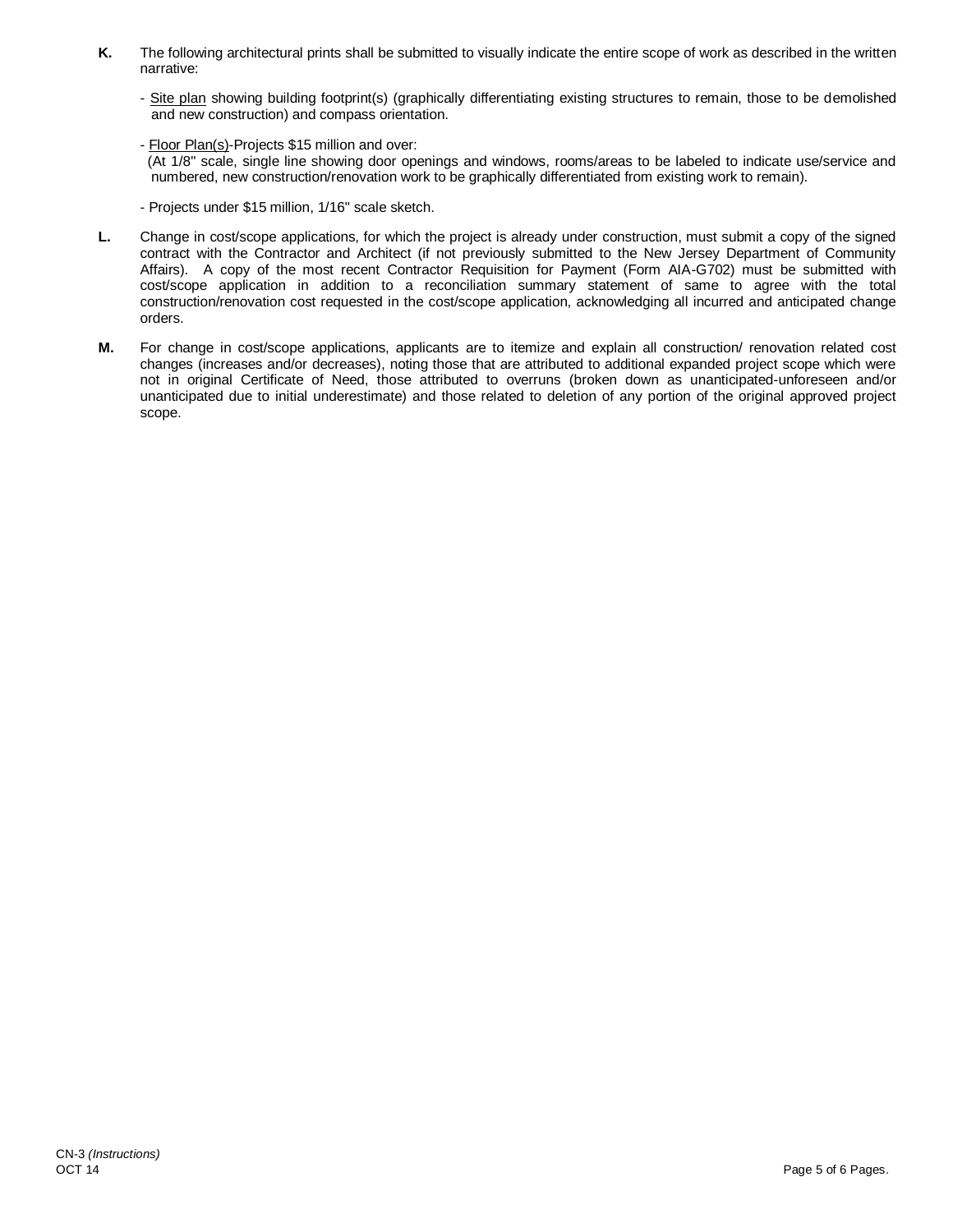**K.** The following architectural prints shall be submitted to visually indicate the entire scope of work as described in the written narrative:

- Site plan showing building footprint(s) (graphically differentiating existing structures to remain, those to be demolished and new construction) and compass orientation.

- Floor Plan(s)-Projects $15 million and over:
  (At 1/8" scale, single line showing door openings and windows, rooms/areas to be labeled to indicate use/service and numbered, new construction/renovation work to be graphically differentiated from existing work to remain).

- Projects under $15 million, 1/16" scale sketch.

**L.** Change in cost/scope applications, for which the project is already under construction, must submit a copy of the signed contract with the Contractor and Architect (if not previously submitted to the New Jersey Department of Community Affairs). A copy of the most recent Contractor Requisition for Payment (Form AIA-G702) must be submitted with cost/scope application in addition to a reconciliation summary statement of same to agree with the total construction/renovation cost requested in the cost/scope application, acknowledging all incurred and anticipated change orders.

**M.** For change in cost/scope applications, applicants are to itemize and explain all construction/ renovation related cost changes (increases and/or decreases), noting those that are attributed to additional expanded project scope which were not in original Certificate of Need, those attributed to overruns (broken down as unanticipated-unforeseen and/or unanticipated due to initial underestimate) and those related to deletion of any portion of the original approved project scope.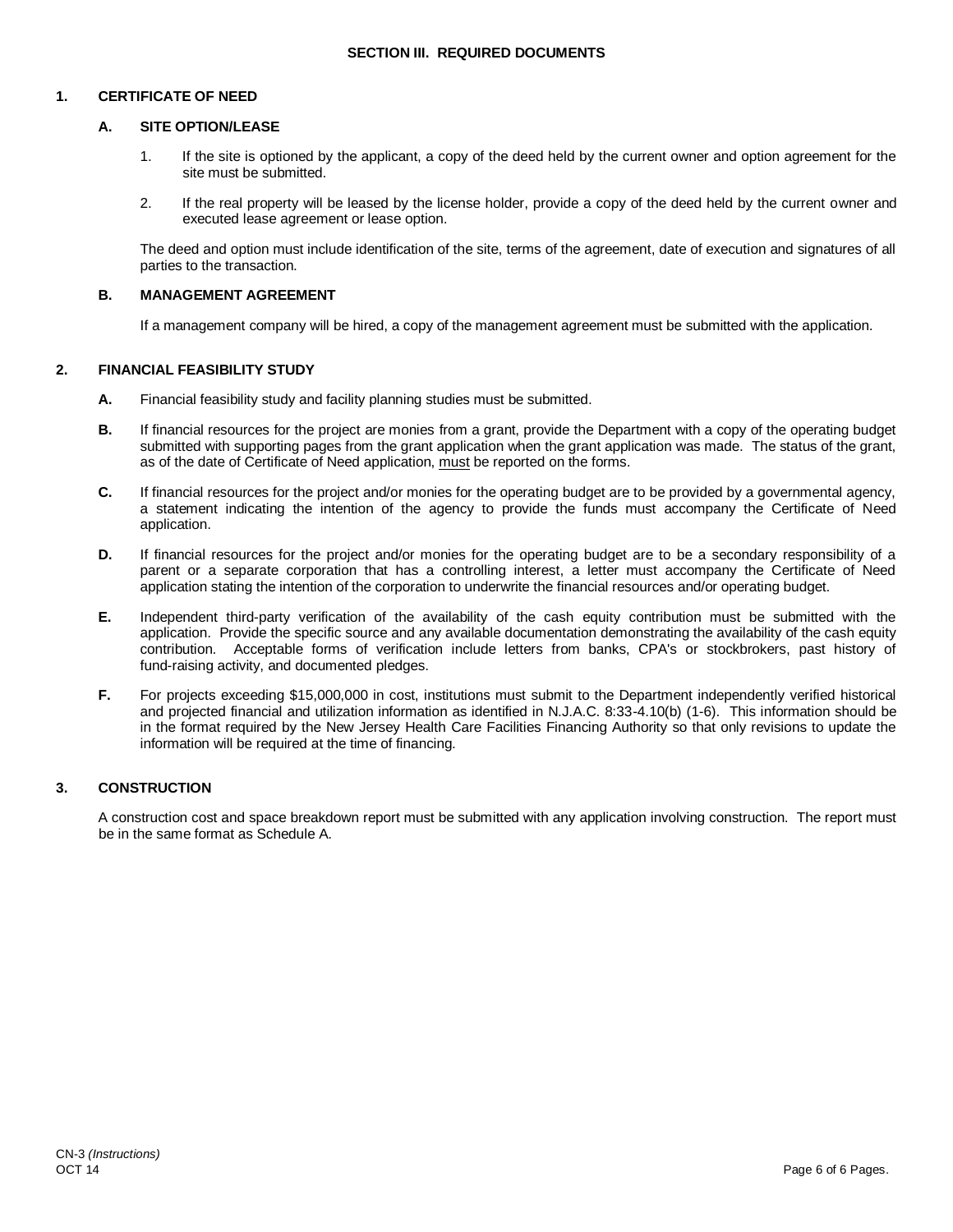## SECTION III. REQUIRED DOCUMENTS

### 1. CERTIFICATE OF NEED

#### A. SITE OPTION/LEASE

1. If the site is optioned by the applicant, a copy of the deed held by the current owner and option agreement for the site must be submitted.

2. If the real property will be leased by the license holder, provide a copy of the deed held by the current owner and executed lease agreement or lease option.

The deed and option must include identification of the site, terms of the agreement, date of execution and signatures of all parties to the transaction.

#### B. MANAGEMENT AGREEMENT

If a management company will be hired, a copy of the management agreement must be submitted with the application.

### 2. FINANCIAL FEASIBILITY STUDY

**A.** Financial feasibility study and facility planning studies must be submitted.

**B.** If financial resources for the project are monies from a grant, provide the Department with a copy of the operating budget submitted with supporting pages from the grant application when the grant application was made. The status of the grant, as of the date of Certificate of Need application, must be reported on the forms.

**C.** If financial resources for the project and/or monies for the operating budget are to be provided by a governmental agency, a statement indicating the intention of the agency to provide the funds must accompany the Certificate of Need application.

**D.** If financial resources for the project and/or monies for the operating budget are to be a secondary responsibility of a parent or a separate corporation that has a controlling interest, a letter must accompany the Certificate of Need application stating the intention of the corporation to underwrite the financial resources and/or operating budget.

**E.** Independent third-party verification of the availability of the cash equity contribution must be submitted with the application. Provide the specific source and any available documentation demonstrating the availability of the cash equity contribution. Acceptable forms of verification include letters from banks, CPA's or stockbrokers, past history of fund-raising activity, and documented pledges.

**F.** For projects exceeding $15,000,000 in cost, institutions must submit to the Department independently verified historical and projected financial and utilization information as identified in N.J.A.C. 8:33-4.10(b) (1-6). This information should be in the format required by the New Jersey Health Care Facilities Financing Authority so that only revisions to update the information will be required at the time of financing.

### 3. CONSTRUCTION

A construction cost and space breakdown report must be submitted with any application involving construction. The report must be in the same format as Schedule A.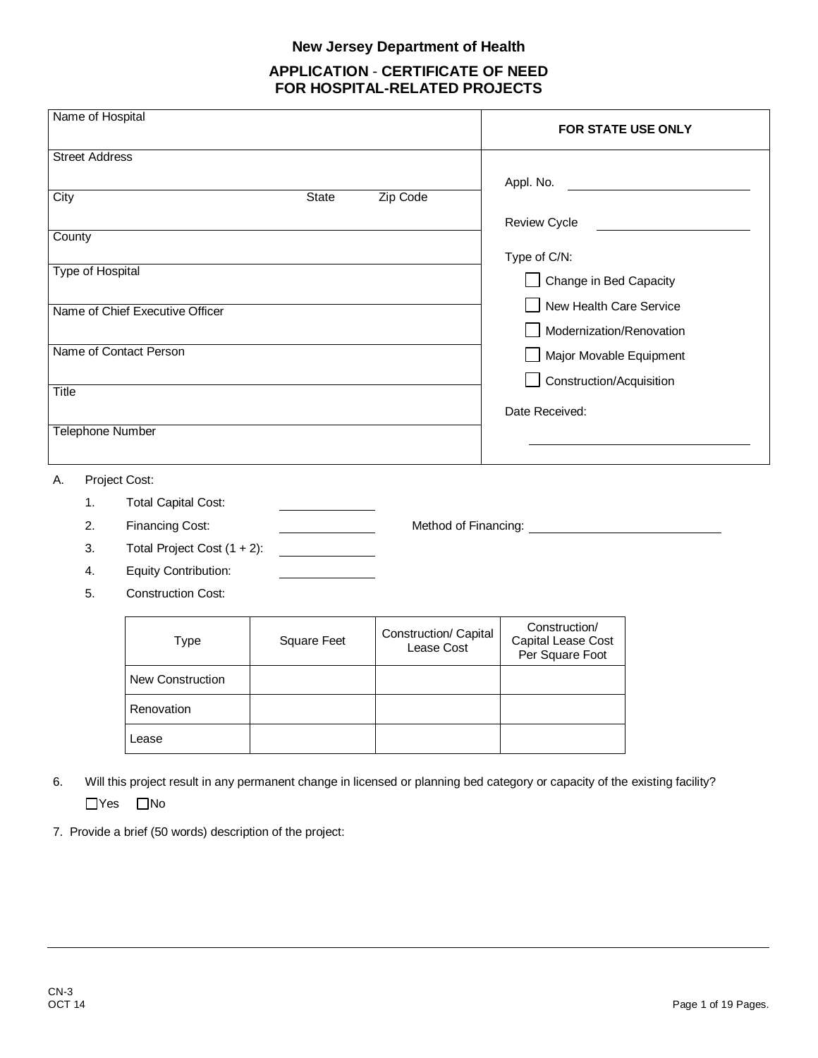**New Jersey Department of Health**

**APPLICATION - CERTIFICATE OF NEED FOR HOSPITAL-RELATED PROJECTS**

| Name of Hospital | **FOR STATE USE ONLY** |
|---|---|
| Street Address | Appl. No. ____________ |
| City &nbsp;&nbsp;&nbsp;&nbsp; State &nbsp;&nbsp;&nbsp;&nbsp; Zip Code | Review Cycle ____________ |
| County | Type of C/N: |
| Type of Hospital | ☐ Change in Bed Capacity |
| Name of Chief Executive Officer | ☐ New Health Care Service<br>☐ Modernization/Renovation |
| Name of Contact Person | ☐ Major Movable Equipment<br>☐ Construction/Acquisition |
| Title | Date Received: |
| Telephone Number | ____________ |

A. Project Cost:

1. Total Capital Cost: ____________
2. Financing Cost: ____________ Method of Financing: ____________
3. Total Project Cost (1 + 2): ____________
4. Equity Contribution: ____________
5. Construction Cost:

| Type | Square Feet | Construction/ Capital Lease Cost | Construction/ Capital Lease Cost Per Square Foot |
|---|---|---|---|
| New Construction | | | |
| Renovation | | | |
| Lease | | | |

6. Will this project result in any permanent change in licensed or planning bed category or capacity of the existing facility?

☐Yes ☐No

7. Provide a brief (50 words) description of the project:

CN-3
OCT 14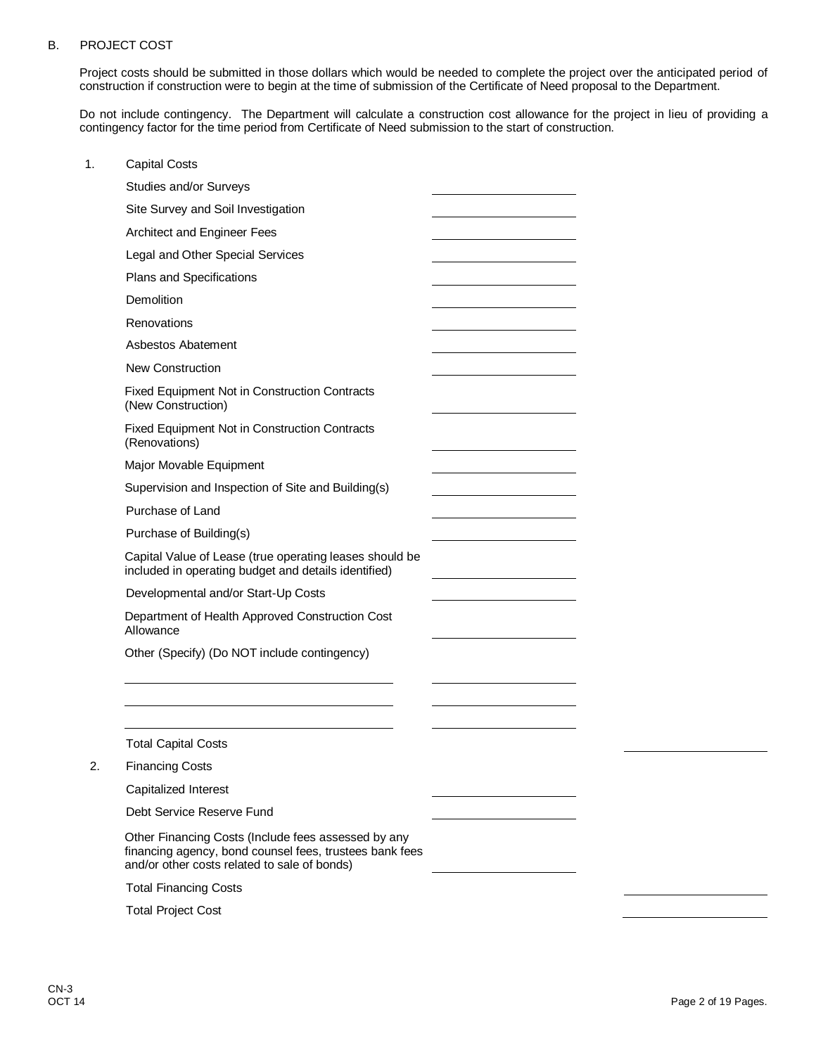## B. PROJECT COST

Project costs should be submitted in those dollars which would be needed to complete the project over the anticipated period of construction if construction were to begin at the time of submission of the Certificate of Need proposal to the Department.

Do not include contingency. The Department will calculate a construction cost allowance for the project in lieu of providing a contingency factor for the time period from Certificate of Need submission to the start of construction.

1. Capital Costs

| Item | Amount | Total |
|---|---|---|
| Studies and/or Surveys | | |
| Site Survey and Soil Investigation | | |
| Architect and Engineer Fees | | |
| Legal and Other Special Services | | |
| Plans and Specifications | | |
| Demolition | | |
| Renovations | | |
| Asbestos Abatement | | |
| New Construction | | |
| Fixed Equipment Not in Construction Contracts (New Construction) | | |
| Fixed Equipment Not in Construction Contracts (Renovations) | | |
| Major Movable Equipment | | |
| Supervision and Inspection of Site and Building(s) | | |
| Purchase of Land | | |
| Purchase of Building(s) | | |
| Capital Value of Lease (true operating leases should be included in operating budget and details identified) | | |
| Developmental and/or Start-Up Costs | | |
| Department of Health Approved Construction Cost Allowance | | |
| Other (Specify) (Do NOT include contingency) | | |
| | | |
| | | |
| | | |
| Total Capital Costs | | |

2. Financing Costs

| Item | Amount | Total |
|---|---|---|
| Capitalized Interest | | |
| Debt Service Reserve Fund | | |
| Other Financing Costs (Include fees assessed by any financing agency, bond counsel fees, trustees bank fees and/or other costs related to sale of bonds) | | |
| Total Financing Costs | | |
| Total Project Cost | | |

CN-3
OCT 14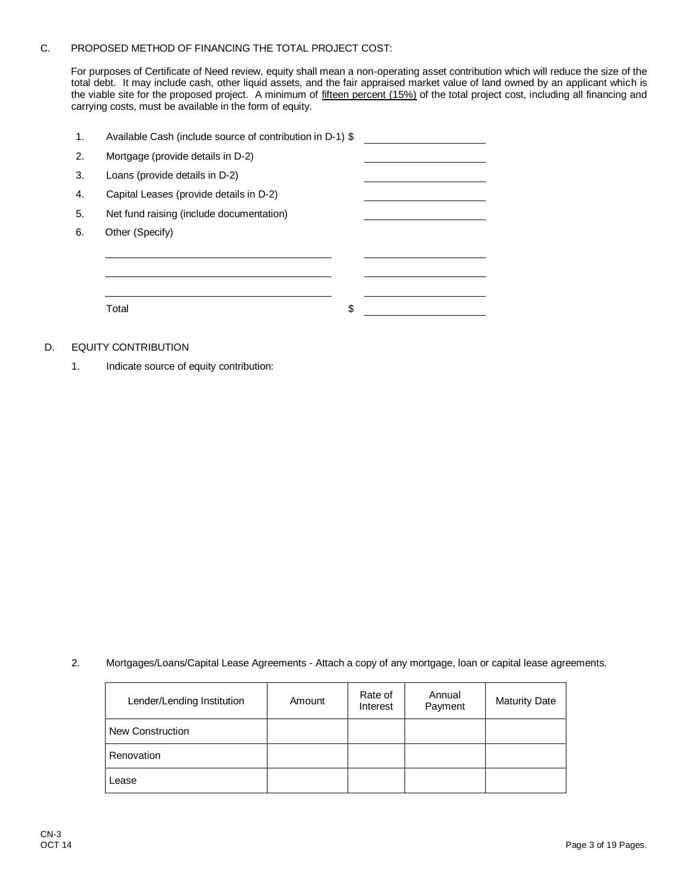## C. PROPOSED METHOD OF FINANCING THE TOTAL PROJECT COST:

For purposes of Certificate of Need review, equity shall mean a non-operating asset contribution which will reduce the size of the total debt. It may include cash, other liquid assets, and the fair appraised market value of land owned by an applicant which is the viable site for the proposed project. A minimum of <u>fifteen percent (15%)</u> of the total project cost, including all financing and carrying costs, must be available in the form of equity.

1. Available Cash (include source of contribution in D-1) $ ____________
2. Mortgage (provide details in D-2) ____________
3. Loans (provide details in D-2) ____________
4. Capital Leases (provide details in D-2) ____________
5. Net fund raising (include documentation) ____________
6. Other (Specify)

   ______________________________ ____________

   ______________________________ ____________

   ______________________________ ____________

   Total $ ____________

## D. EQUITY CONTRIBUTION

1. Indicate source of equity contribution:

2. Mortgages/Loans/Capital Lease Agreements - Attach a copy of any mortgage, loan or capital lease agreements.

| Lender/Lending Institution | Amount | Rate of Interest | Annual Payment | Maturity Date |
|---|---|---|---|---|
| New Construction | | | | |
| Renovation | | | | |
| Lease | | | | |

CN-3
OCT 14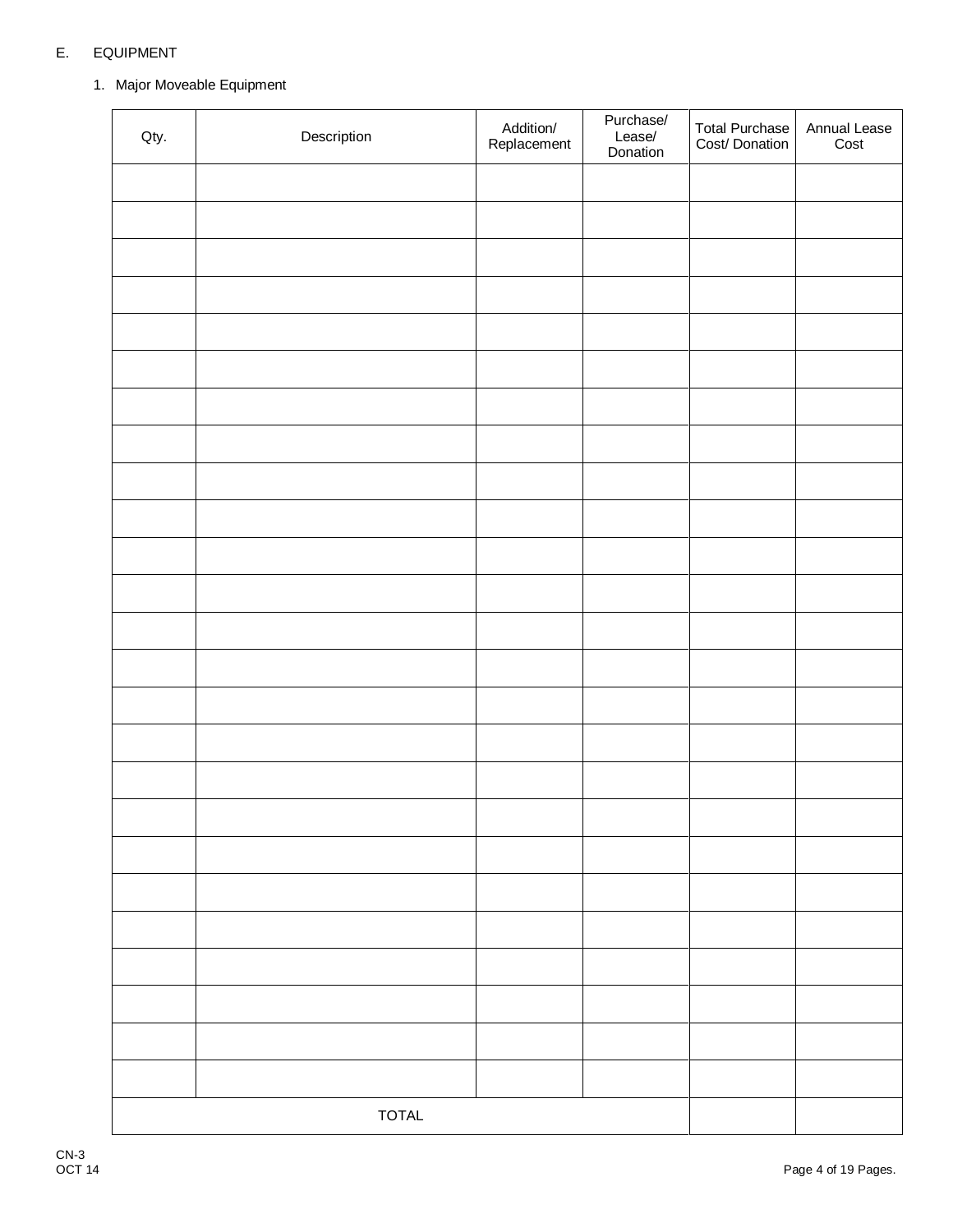## E. EQUIPMENT

### 1. Major Moveable Equipment

| Qty. | Description | Addition/ Replacement | Purchase/ Lease/ Donation | Total Purchase Cost/ Donation | Annual Lease Cost |
|---|---|---|---|---|---|
| | | | | | |
| | | | | | |
| | | | | | |
| | | | | | |
| | | | | | |
| | | | | | |
| | | | | | |
| | | | | | |
| | | | | | |
| | | | | | |
| | | | | | |
| | | | | | |
| | | | | | |
| | | | | | |
| | | | | | |
| | | | | | |
| | | | | | |
| | | | | | |
| | | | | | |
| | | | | | |
| | | | | | |
| | | | | | |
| | | | | | |
| | | | | | |
| | | | | | |
| TOTAL | | | | | |

CN-3
OCT 14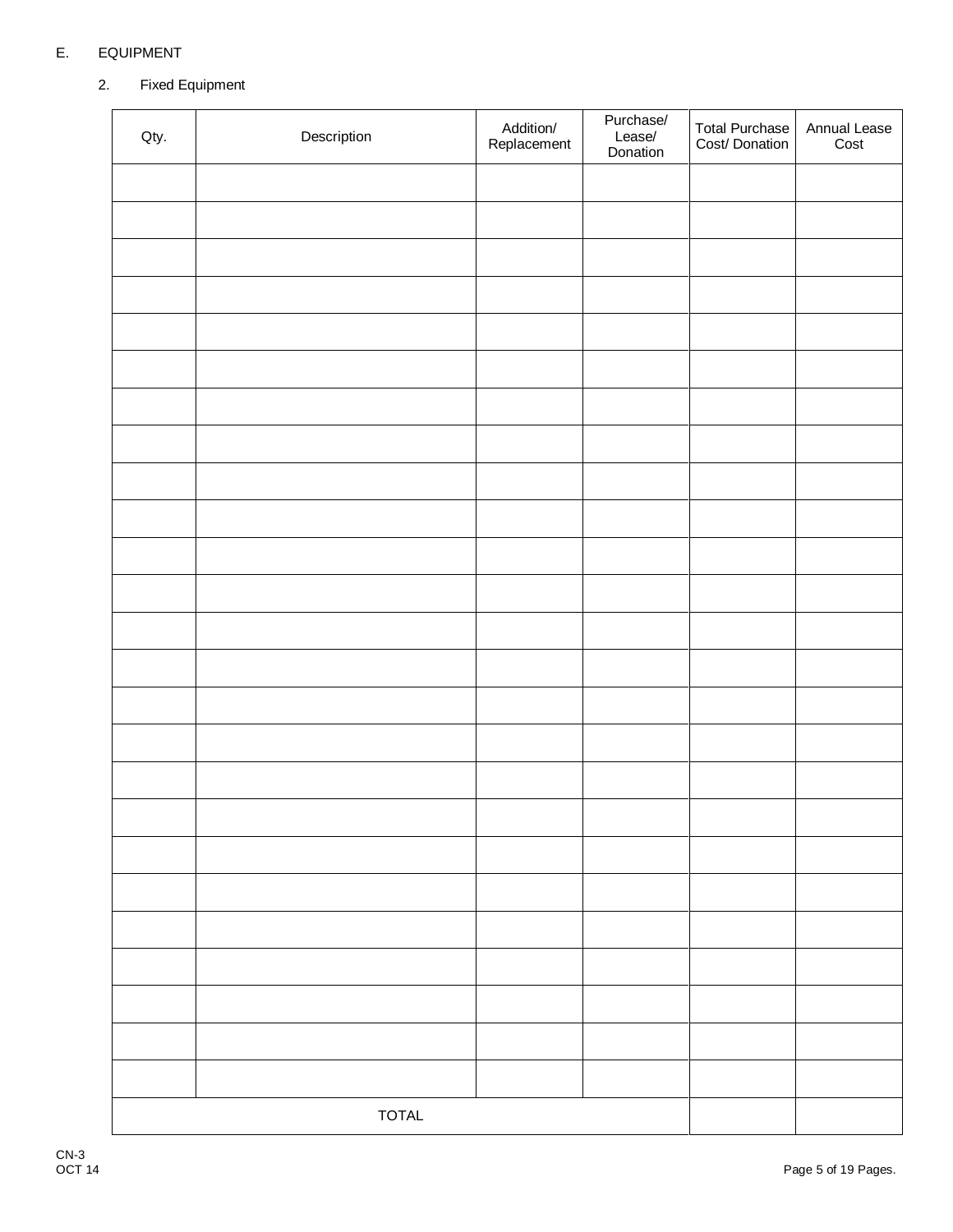E. EQUIPMENT

2. Fixed Equipment

| Qty. | Description | Addition/ Replacement | Purchase/ Lease/ Donation | Total Purchase Cost/ Donation | Annual Lease Cost |
|---|---|---|---|---|---|
| | | | | | |
| | | | | | |
| | | | | | |
| | | | | | |
| | | | | | |
| | | | | | |
| | | | | | |
| | | | | | |
| | | | | | |
| | | | | | |
| | | | | | |
| | | | | | |
| | | | | | |
| | | | | | |
| | | | | | |
| | | | | | |
| | | | | | |
| | | | | | |
| | | | | | |
| | | | | | |
| | | | | | |
| | | | | | |
| | | | | | |
| | | | | | |
| | | | | | |
| TOTAL | | | | | |

CN-3
OCT 14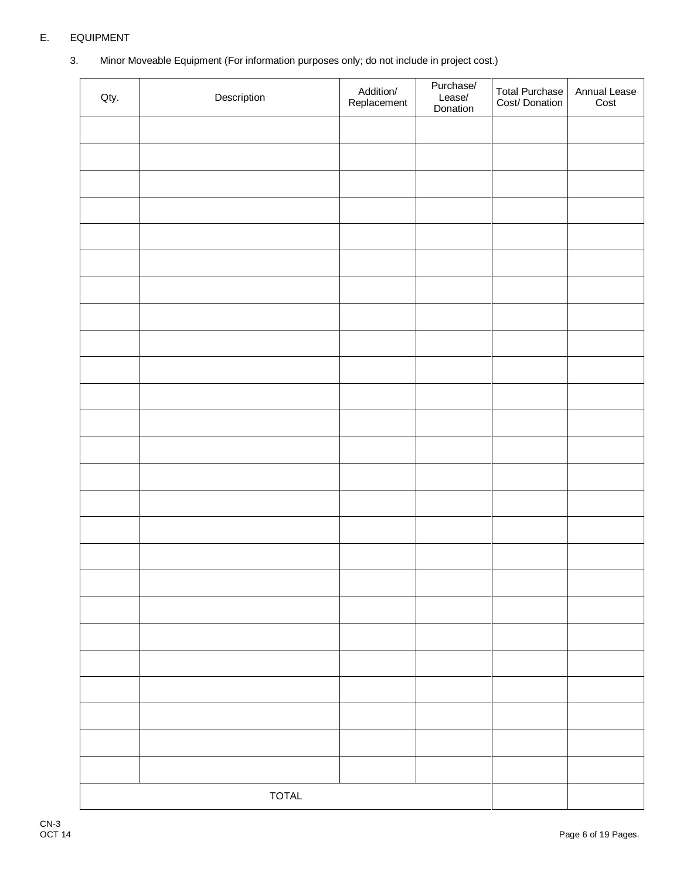E. EQUIPMENT

3. Minor Moveable Equipment (For information purposes only; do not include in project cost.)

| Qty. | Description | Addition/ Replacement | Purchase/ Lease/ Donation | Total Purchase Cost/ Donation | Annual Lease Cost |
|---|---|---|---|---|---|
| | | | | | |
| | | | | | |
| | | | | | |
| | | | | | |
| | | | | | |
| | | | | | |
| | | | | | |
| | | | | | |
| | | | | | |
| | | | | | |
| | | | | | |
| | | | | | |
| | | | | | |
| | | | | | |
| | | | | | |
| | | | | | |
| | | | | | |
| | | | | | |
| | | | | | |
| | | | | | |
| | | | | | |
| | | | | | |
| | | | | | |
| | | | | | |
| | | | | | |
| TOTAL | | | | | |

CN-3
OCT 14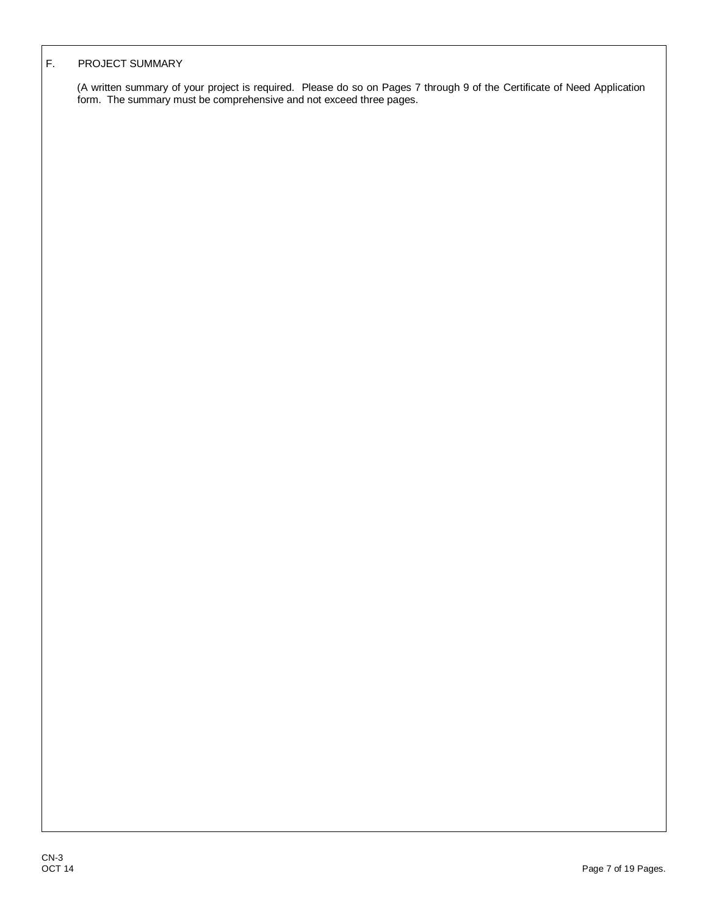## F. PROJECT SUMMARY

(A written summary of your project is required. Please do so on Pages 7 through 9 of the Certificate of Need Application form. The summary must be comprehensive and not exceed three pages.

CN-3
OCT 14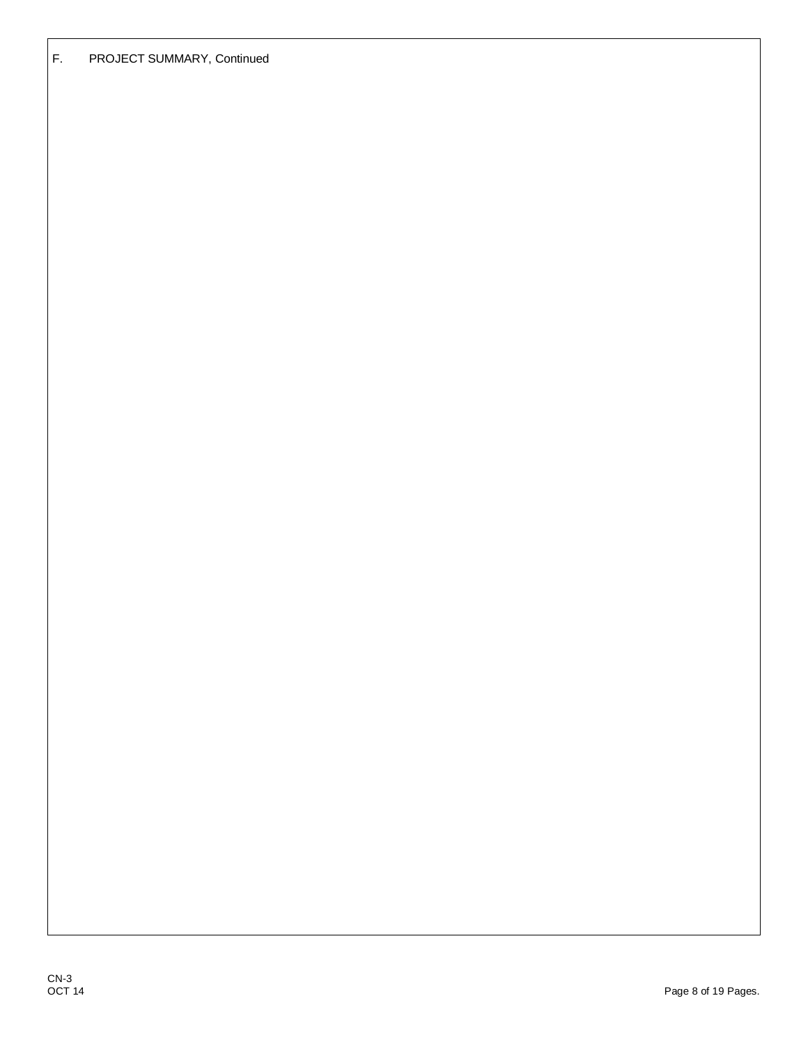F. PROJECT SUMMARY, Continued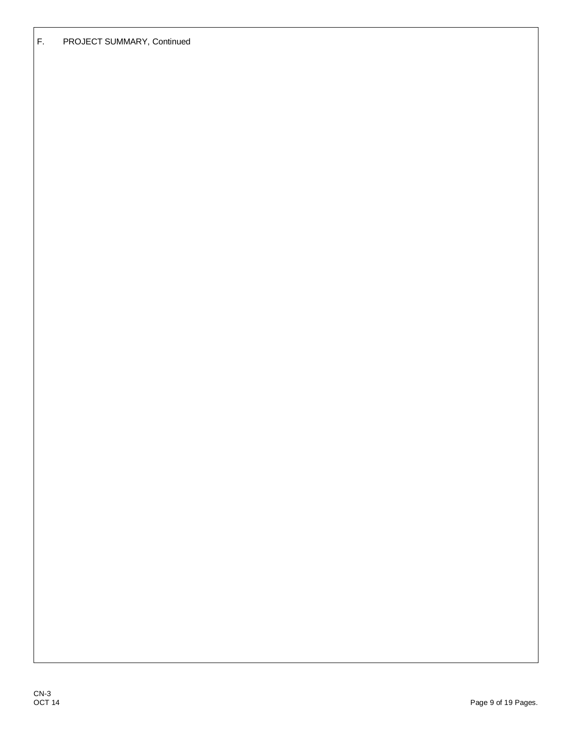F. PROJECT SUMMARY, Continued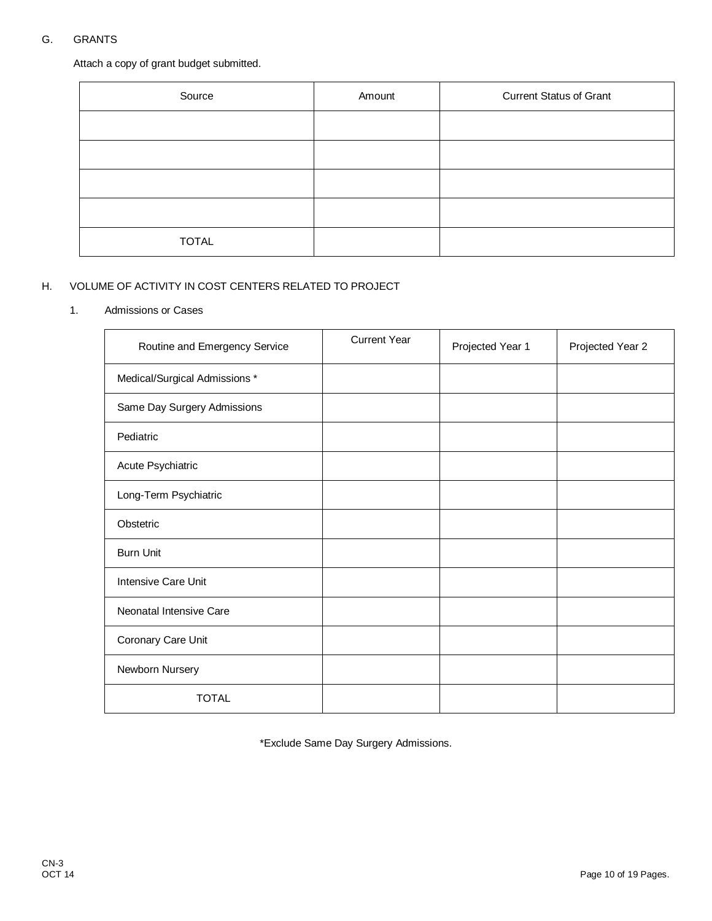## G. GRANTS

Attach a copy of grant budget submitted.

| Source | Amount | Current Status of Grant |
|---|---|---|
| | | |
| | | |
| | | |
| | | |
| TOTAL | | |

## H. VOLUME OF ACTIVITY IN COST CENTERS RELATED TO PROJECT

1. Admissions or Cases

| Routine and Emergency Service | Current Year | Projected Year 1 | Projected Year 2 |
|---|---|---|---|
| Medical/Surgical Admissions * | | | |
| Same Day Surgery Admissions | | | |
| Pediatric | | | |
| Acute Psychiatric | | | |
| Long-Term Psychiatric | | | |
| Obstetric | | | |
| Burn Unit | | | |
| Intensive Care Unit | | | |
| Neonatal Intensive Care | | | |
| Coronary Care Unit | | | |
| Newborn Nursery | | | |
| TOTAL | | | |

*Exclude Same Day Surgery Admissions.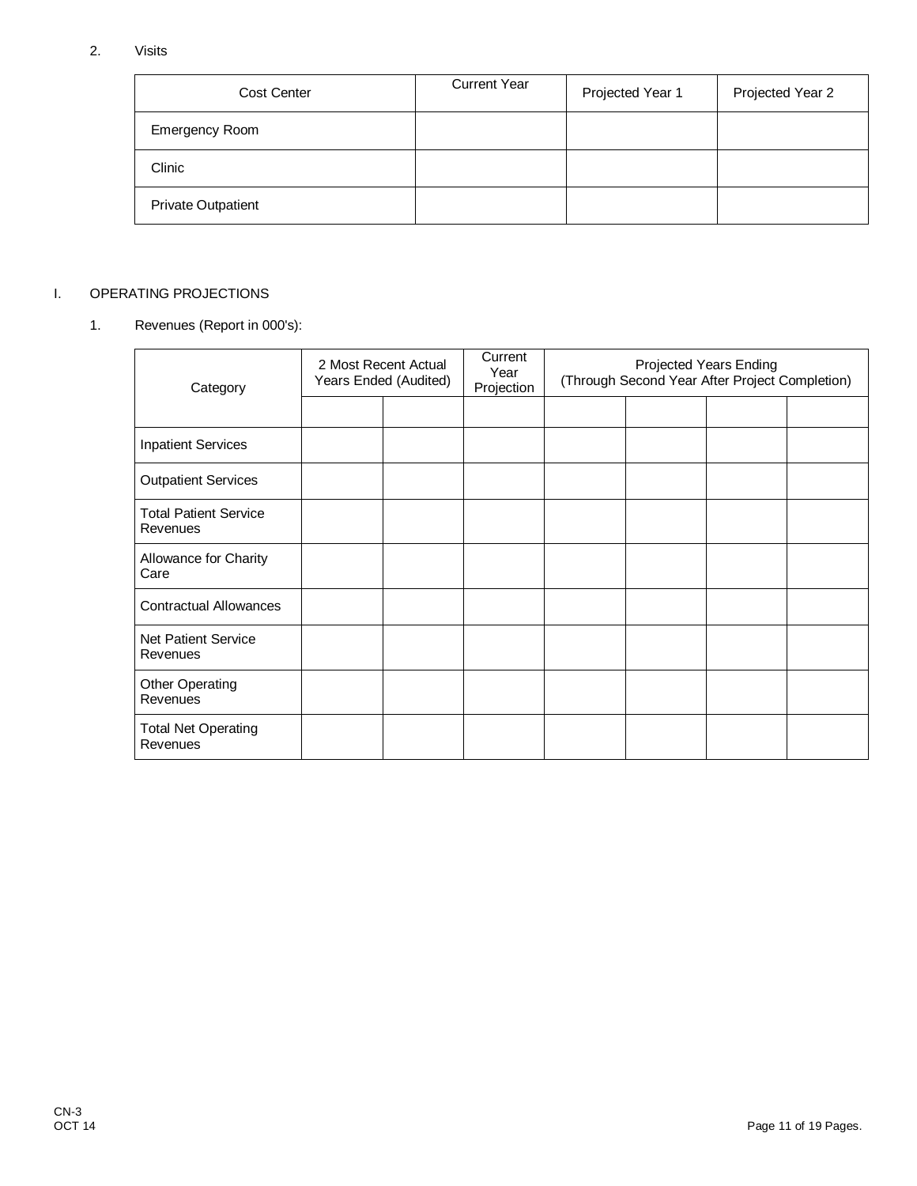2. Visits

| Cost Center | Current Year | Projected Year 1 | Projected Year 2 |
| --- | --- | --- | --- |
| Emergency Room | | | |
| Clinic | | | |
| Private Outpatient | | | |

I. OPERATING PROJECTIONS

1. Revenues (Report in 000's):

| Category | 2 Most Recent Actual Years Ended (Audited) | | Current Year Projection | Projected Years Ending (Through Second Year After Project Completion) | | | |
| --- | --- | --- | --- | --- | --- | --- | --- |
| | | | | | | | |
| Inpatient Services | | | | | | | |
| Outpatient Services | | | | | | | |
| Total Patient Service Revenues | | | | | | | |
| Allowance for Charity Care | | | | | | | |
| Contractual Allowances | | | | | | | |
| Net Patient Service Revenues | | | | | | | |
| Other Operating Revenues | | | | | | | |
| Total Net Operating Revenues | | | | | | | |

CN-3
OCT 14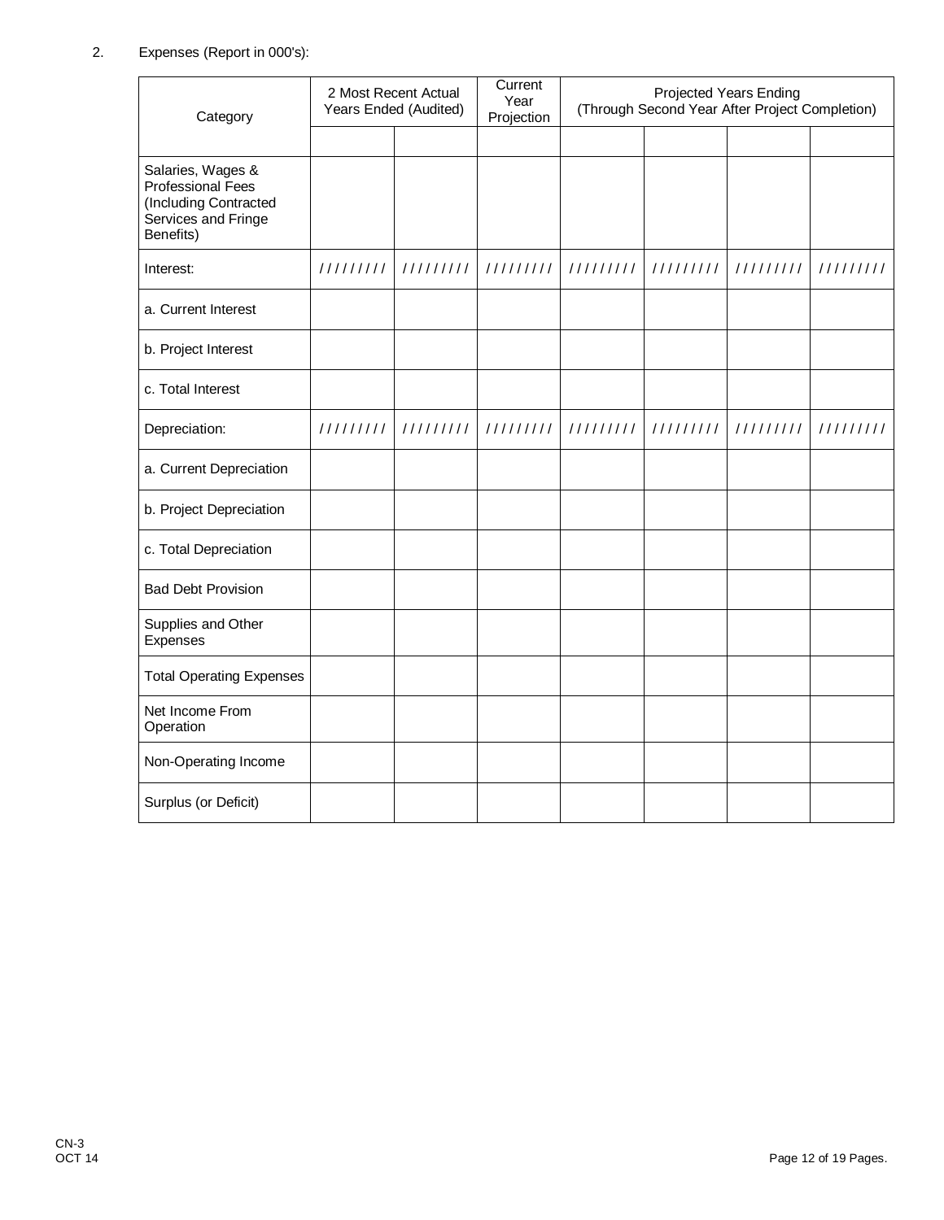2. Expenses (Report in 000's):

| Category | 2 Most Recent Actual Years Ended (Audited) | | Current Year Projection | Projected Years Ending (Through Second Year After Project Completion) | | | |
|---|---|---|---|---|---|---|---|
| | | | | | | | |
| Salaries, Wages & Professional Fees (Including Contracted Services and Fringe Benefits) | | | | | | | |
| Interest: | ///////// | ///////// | ///////// | ///////// | ///////// | ///////// | ///////// |
| a. Current Interest | | | | | | | |
| b. Project Interest | | | | | | | |
| c. Total Interest | | | | | | | |
| Depreciation: | ///////// | ///////// | ///////// | ///////// | ///////// | ///////// | ///////// |
| a. Current Depreciation | | | | | | | |
| b. Project Depreciation | | | | | | | |
| c. Total Depreciation | | | | | | | |
| Bad Debt Provision | | | | | | | |
| Supplies and Other Expenses | | | | | | | |
| Total Operating Expenses | | | | | | | |
| Net Income From Operation | | | | | | | |
| Non-Operating Income | | | | | | | |
| Surplus (or Deficit) | | | | | | | |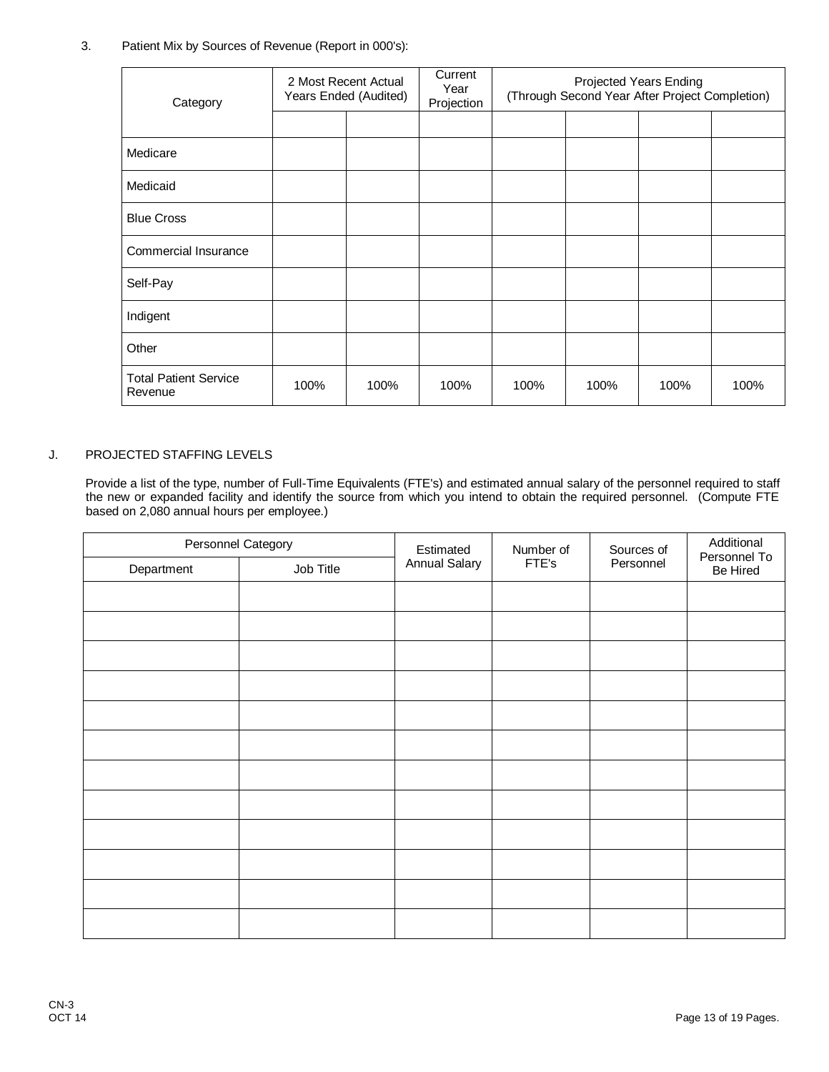3. Patient Mix by Sources of Revenue (Report in 000's):

| Category | 2 Most Recent Actual Years Ended (Audited) | | Current Year Projection | Projected Years Ending (Through Second Year After Project Completion) | | | |
|---|---|---|---|---|---|---|---|
| | | | | | | | |
| Medicare | | | | | | | |
| Medicaid | | | | | | | |
| Blue Cross | | | | | | | |
| Commercial Insurance | | | | | | | |
| Self-Pay | | | | | | | |
| Indigent | | | | | | | |
| Other | | | | | | | |
| Total Patient Service Revenue | 100% | 100% | 100% | 100% | 100% | 100% | 100% |

J. PROJECTED STAFFING LEVELS

Provide a list of the type, number of Full-Time Equivalents (FTE's) and estimated annual salary of the personnel required to staff the new or expanded facility and identify the source from which you intend to obtain the required personnel. (Compute FTE based on 2,080 annual hours per employee.)

| Personnel Category | | Estimated Annual Salary | Number of FTE's | Sources of Personnel | Additional Personnel To Be Hired |
|---|---|---|---|---|---|
| Department | Job Title | | | | |
| | | | | | |
| | | | | | |
| | | | | | |
| | | | | | |
| | | | | | |
| | | | | | |
| | | | | | |
| | | | | | |
| | | | | | |
| | | | | | |
| | | | | | |
| | | | | | |

CN-3
OCT 14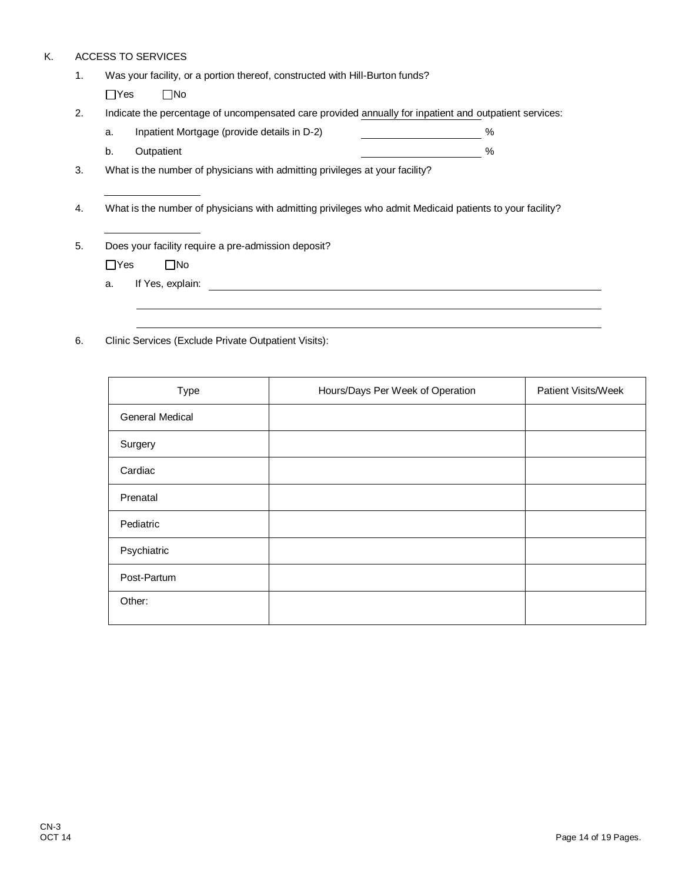K. ACCESS TO SERVICES

1. Was your facility, or a portion thereof, constructed with Hill-Burton funds?

   ☐Yes ☐No

2. Indicate the percentage of uncompensated care provided annually for inpatient and outpatient services:

   a. Inpatient Mortgage (provide details in D-2) ____________________ %

   b. Outpatient ____________________ %

3. What is the number of physicians with admitting privileges at your facility?

   ________________

4. What is the number of physicians with admitting privileges who admit Medicaid patients to your facility?

   ________________

5. Does your facility require a pre-admission deposit?

   ☐Yes ☐No

   a. If Yes, explain: ________________________________________________________________

   ________________________________________________________________

   ________________________________________________________________

6. Clinic Services (Exclude Private Outpatient Visits):

| Type | Hours/Days Per Week of Operation | Patient Visits/Week |
|---|---|---|
| General Medical | | |
| Surgery | | |
| Cardiac | | |
| Prenatal | | |
| Pediatric | | |
| Psychiatric | | |
| Post-Partum | | |
| Other: | | |

CN-3
OCT 14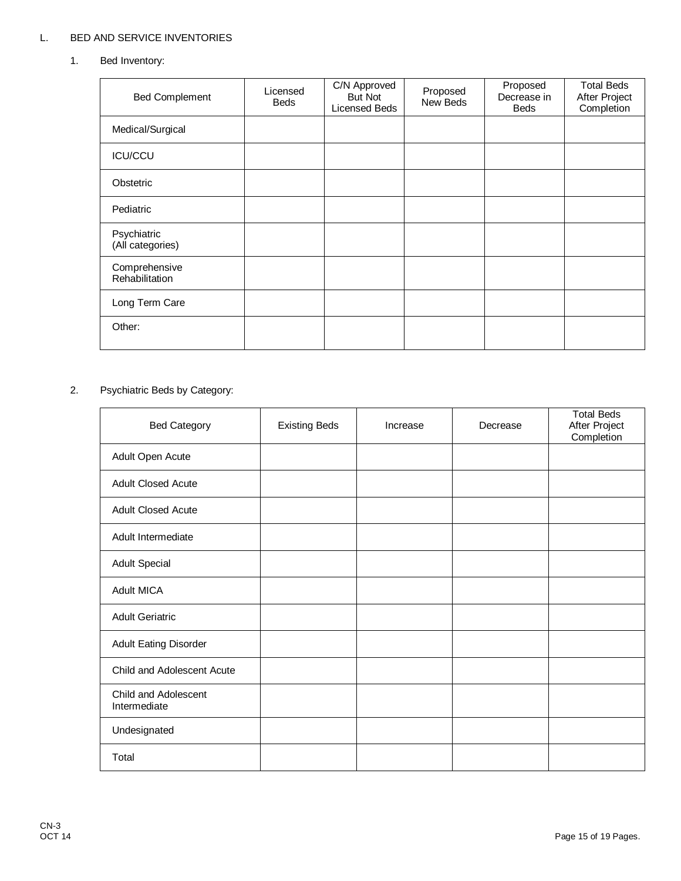## L. BED AND SERVICE INVENTORIES

### 1. Bed Inventory:

| Bed Complement | Licensed Beds | C/N Approved But Not Licensed Beds | Proposed New Beds | Proposed Decrease in Beds | Total Beds After Project Completion |
|---|---|---|---|---|---|
| Medical/Surgical | | | | | |
| ICU/CCU | | | | | |
| Obstetric | | | | | |
| Pediatric | | | | | |
| Psychiatric (All categories) | | | | | |
| Comprehensive Rehabilitation | | | | | |
| Long Term Care | | | | | |
| Other: | | | | | |

### 2. Psychiatric Beds by Category:

| Bed Category | Existing Beds | Increase | Decrease | Total Beds After Project Completion |
|---|---|---|---|---|
| Adult Open Acute | | | | |
| Adult Closed Acute | | | | |
| Adult Closed Acute | | | | |
| Adult Intermediate | | | | |
| Adult Special | | | | |
| Adult MICA | | | | |
| Adult Geriatric | | | | |
| Adult Eating Disorder | | | | |
| Child and Adolescent Acute | | | | |
| Child and Adolescent Intermediate | | | | |
| Undesignated | | | | |
| Total | | | | |

CN-3
OCT 14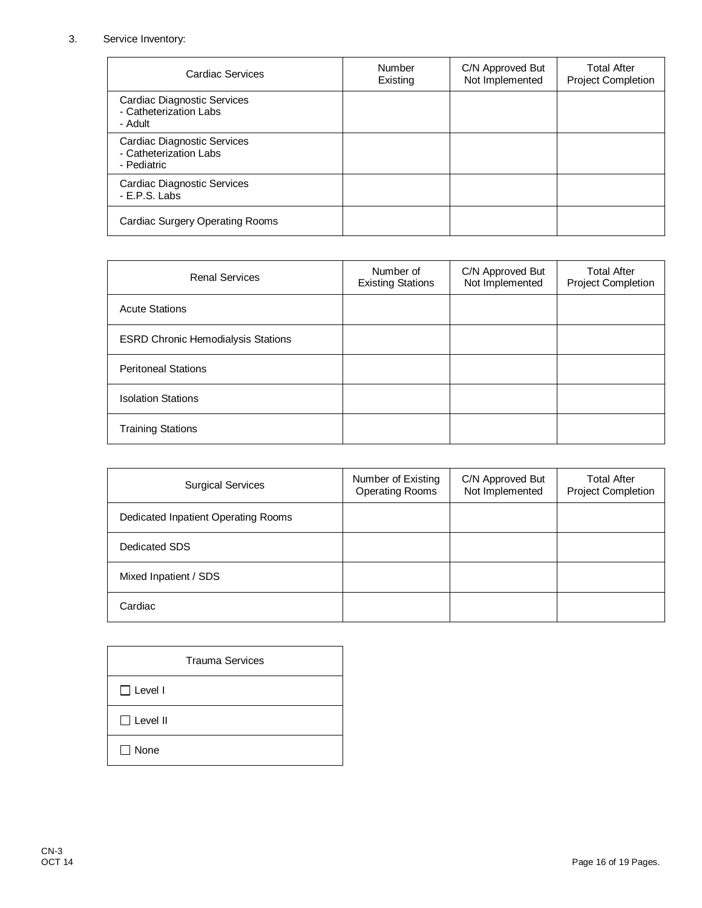3. Service Inventory:

| Cardiac Services | Number Existing | C/N Approved But Not Implemented | Total After Project Completion |
|---|---|---|---|
| Cardiac Diagnostic Services<br>- Catheterization Labs<br>- Adult | | | |
| Cardiac Diagnostic Services<br>- Catheterization Labs<br>- Pediatric | | | |
| Cardiac Diagnostic Services<br>- E.P.S. Labs | | | |
| Cardiac Surgery Operating Rooms | | | |

| Renal Services | Number of Existing Stations | C/N Approved But Not Implemented | Total After Project Completion |
|---|---|---|---|
| Acute Stations | | | |
| ESRD Chronic Hemodialysis Stations | | | |
| Peritoneal Stations | | | |
| Isolation Stations | | | |
| Training Stations | | | |

| Surgical Services | Number of Existing Operating Rooms | C/N Approved But Not Implemented | Total After Project Completion |
|---|---|---|---|
| Dedicated Inpatient Operating Rooms | | | |
| Dedicated SDS | | | |
| Mixed Inpatient / SDS | | | |
| Cardiac | | | |

| Trauma Services |
|---|
| ☐ Level I |
| ☐ Level II |
| ☐ None |

CN-3
OCT 14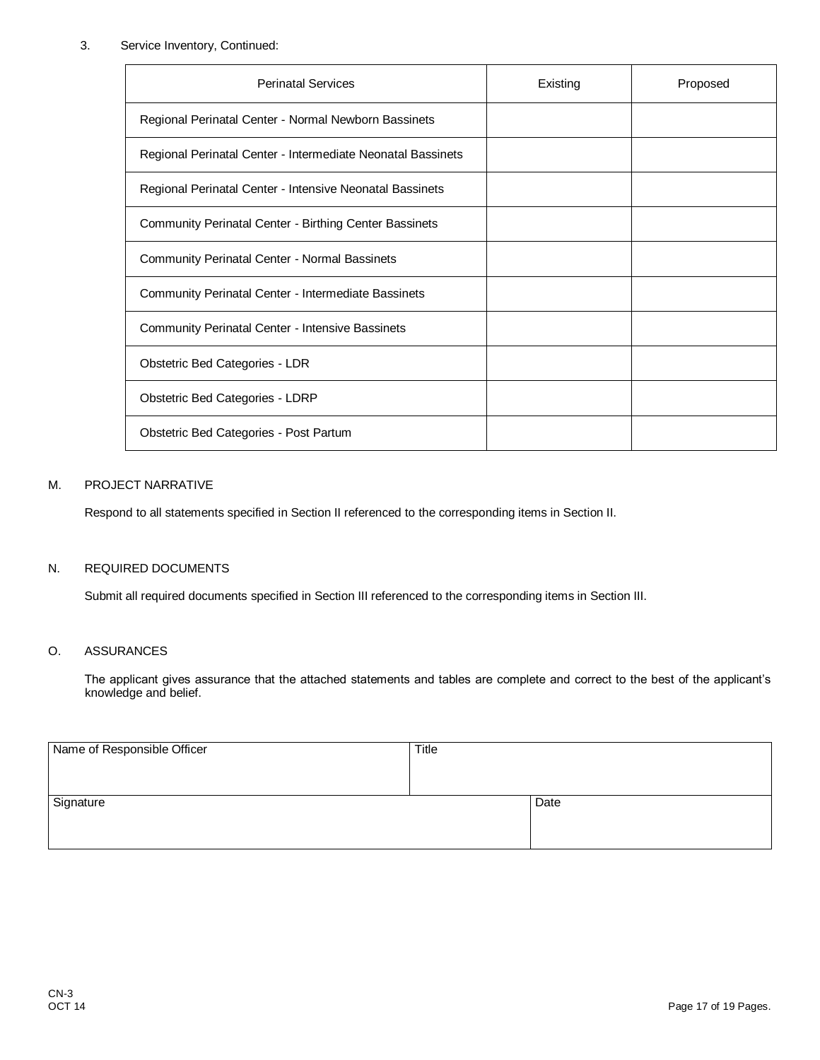3. Service Inventory, Continued:

| Perinatal Services | Existing | Proposed |
|---|---|---|
| Regional Perinatal Center - Normal Newborn Bassinets | | |
| Regional Perinatal Center - Intermediate Neonatal Bassinets | | |
| Regional Perinatal Center - Intensive Neonatal Bassinets | | |
| Community Perinatal Center - Birthing Center Bassinets | | |
| Community Perinatal Center - Normal Bassinets | | |
| Community Perinatal Center - Intermediate Bassinets | | |
| Community Perinatal Center - Intensive Bassinets | | |
| Obstetric Bed Categories - LDR | | |
| Obstetric Bed Categories - LDRP | | |
| Obstetric Bed Categories - Post Partum | | |

## M. PROJECT NARRATIVE

Respond to all statements specified in Section II referenced to the corresponding items in Section II.

## N. REQUIRED DOCUMENTS

Submit all required documents specified in Section III referenced to the corresponding items in Section III.

## O. ASSURANCES

The applicant gives assurance that the attached statements and tables are complete and correct to the best of the applicant's knowledge and belief.

| Name of Responsible Officer | Title |
|---|---|
| | |

| Signature | Date |
|---|---|
| | |

CN-3
OCT 14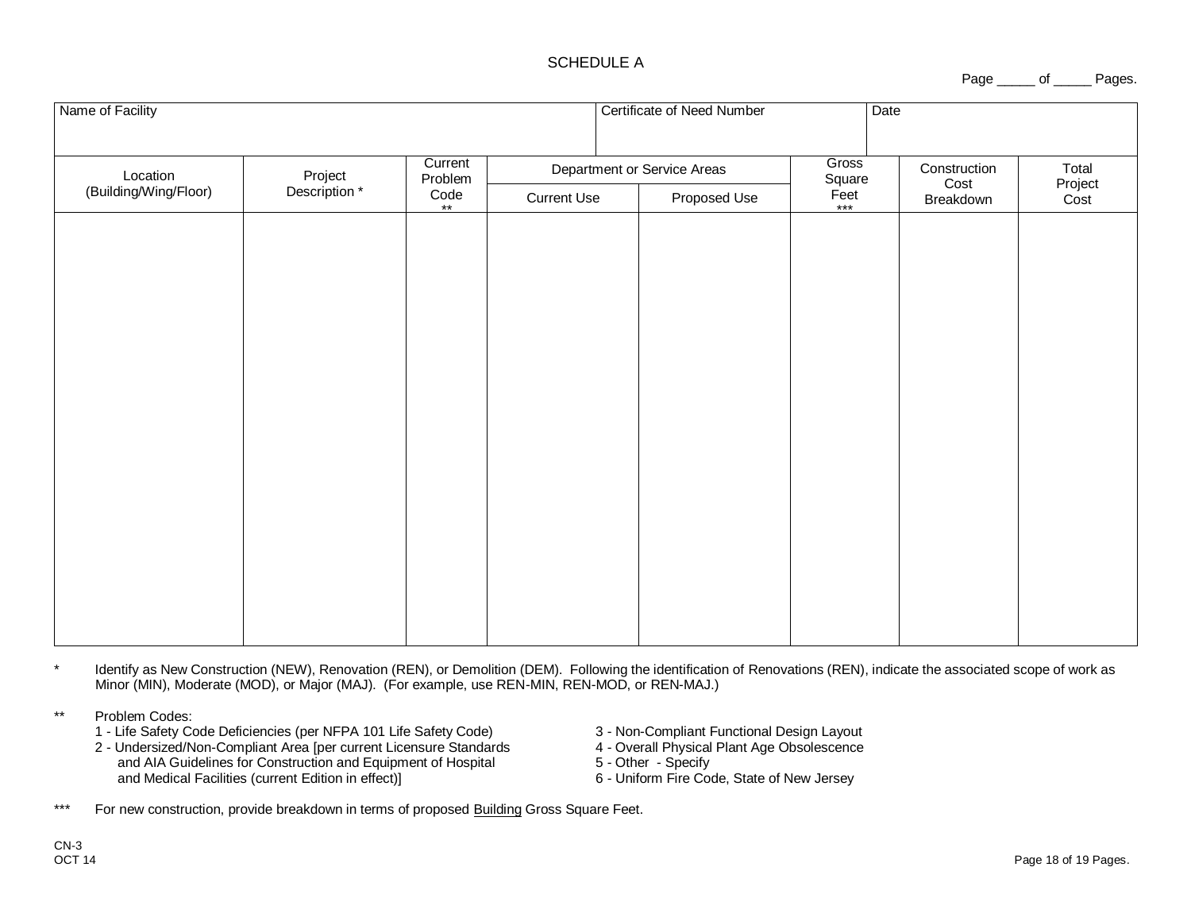# SCHEDULE A

Page _____ of _____ Pages.

| Name of Facility | | | | | Certificate of Need Number | | Date | |
|---|---|---|---|---|---|---|---|---|
| Location (Building/Wing/Floor) | Project Description * | Current Problem Code ** | Department or Service Areas | | Gross Square Feet *** | Construction Cost Breakdown | Total Project Cost | |
| | | | Current Use | Proposed Use | | | | |
| | | | | | | | | |

\* Identify as New Construction (NEW), Renovation (REN), or Demolition (DEM). Following the identification of Renovations (REN), indicate the associated scope of work as Minor (MIN), Moderate (MOD), or Major (MAJ). (For example, use REN-MIN, REN-MOD, or REN-MAJ.)

\** Problem Codes:

1 - Life Safety Code Deficiencies (per NFPA 101 Life Safety Code)
2 - Undersized/Non-Compliant Area [per current Licensure Standards and AIA Guidelines for Construction and Equipment of Hospital and Medical Facilities (current Edition in effect)]
3 - Non-Compliant Functional Design Layout
4 - Overall Physical Plant Age Obsolescence
5 - Other - Specify
6 - Uniform Fire Code, State of New Jersey

\*** For new construction, provide breakdown in terms of proposed <u>Building</u> Gross Square Feet.

CN-3
OCT 14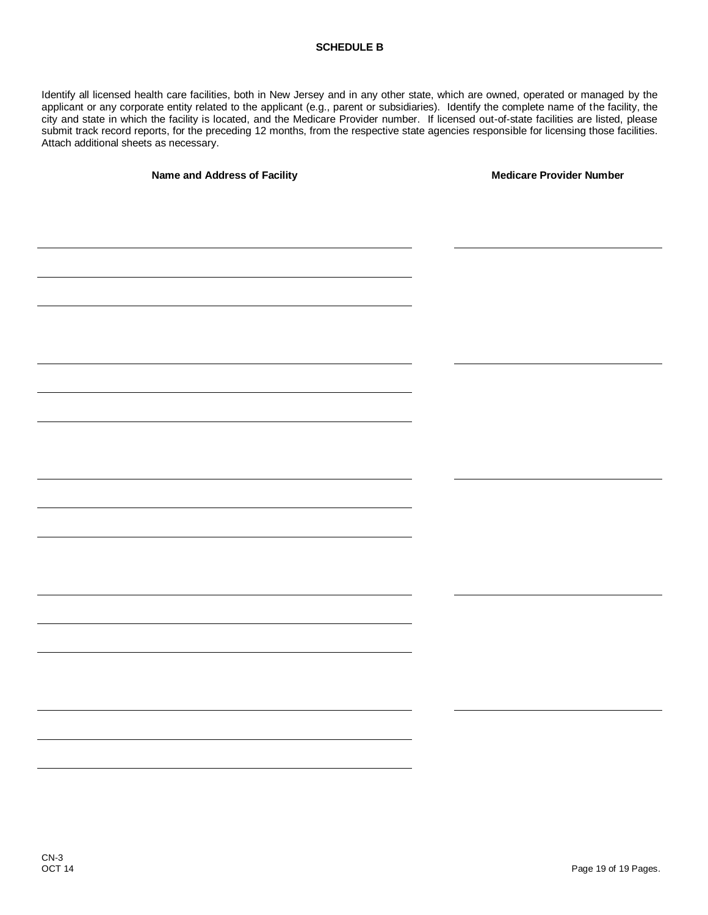## SCHEDULE B

Identify all licensed health care facilities, both in New Jersey and in any other state, which are owned, operated or managed by the applicant or any corporate entity related to the applicant (e.g., parent or subsidiaries). Identify the complete name of the facility, the city and state in which the facility is located, and the Medicare Provider number. If licensed out-of-state facilities are listed, please submit track record reports, for the preceding 12 months, from the respective state agencies responsible for licensing those facilities. Attach additional sheets as necessary.

| Name and Address of Facility | Medicare Provider Number |
| --- | --- |
| | |
| | |
| | |
| | |
| | |

CN-3
OCT 14